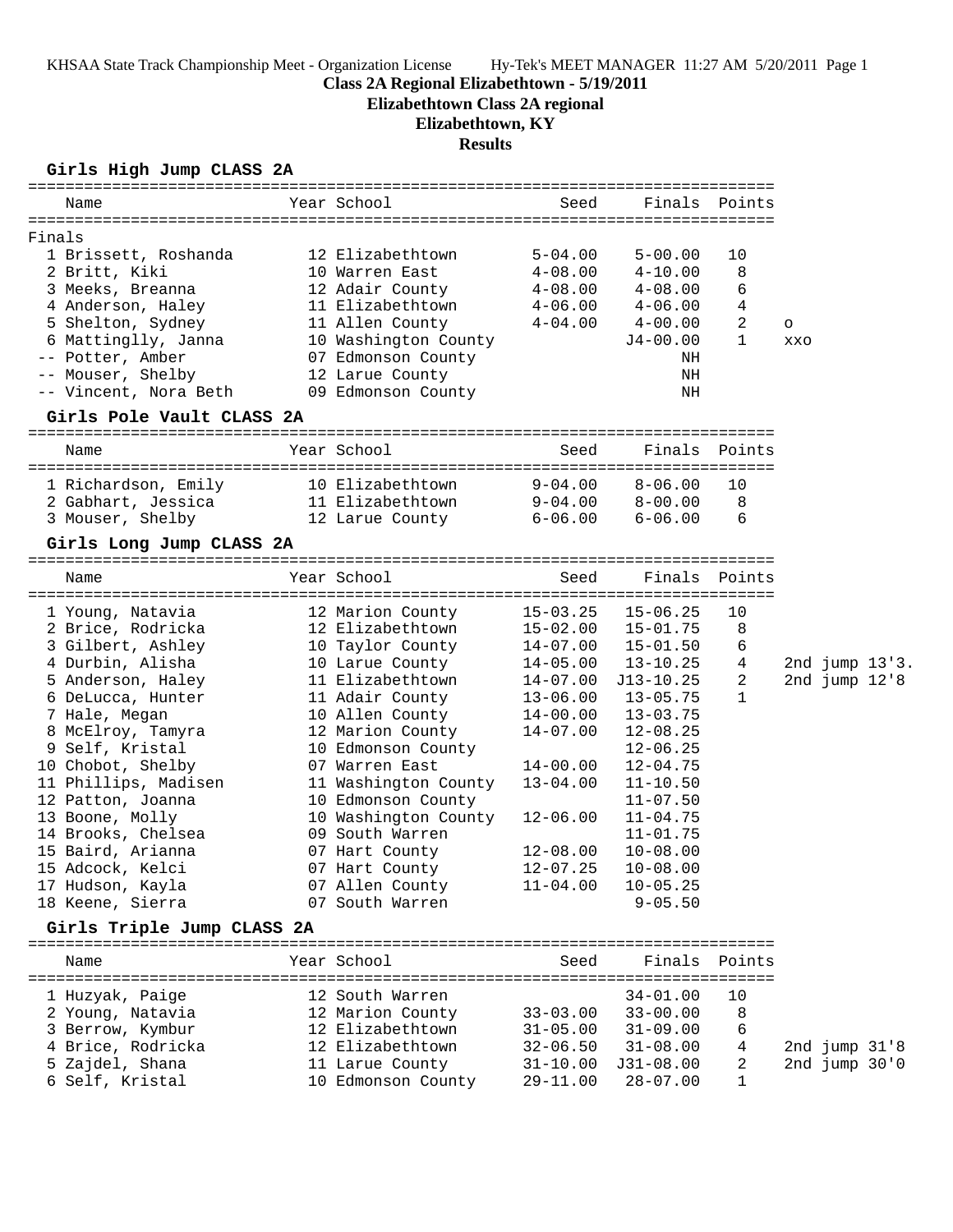KHSAA State Track Championship Meet - Organization License    Hy-Tek's MEET MANAGER 11:27 AM 5/20/2011 Page 1

# Class 2A Regional Elizabethtown - 5/19/2011
## Elizabethtown Class 2A regional
## Elizabethtown, KY
## Results

### Girls High Jump CLASS 2A

| Name | Year | School | Seed | Finals | Points | |
|---|---|---|---|---|---|---|
| **Finals** | | | | | | |
| 1 Brissett, Roshanda | 12 | Elizabethtown | 5-04.00 | 5-00.00 | 10 | |
| 2 Britt, Kiki | 10 | Warren East | 4-08.00 | 4-10.00 | 8 | |
| 3 Meeks, Breanna | 12 | Adair County | 4-08.00 | 4-08.00 | 6 | |
| 4 Anderson, Haley | 11 | Elizabethtown | 4-06.00 | 4-06.00 | 4 | |
| 5 Shelton, Sydney | 11 | Allen County | 4-04.00 | 4-00.00 | 2 | o |
| 6 Mattinglly, Janna | 10 | Washington County | | J4-00.00 | 1 | xxo |
| -- Potter, Amber | 07 | Edmonson County | | NH | | |
| -- Mouser, Shelby | 12 | Larue County | | NH | | |
| -- Vincent, Nora Beth | 09 | Edmonson County | | NH | | |

### Girls Pole Vault CLASS 2A

| Name | Year | School | Seed | Finals | Points |
|---|---|---|---|---|---|
| 1 Richardson, Emily | 10 | Elizabethtown | 9-04.00 | 8-06.00 | 10 |
| 2 Gabhart, Jessica | 11 | Elizabethtown | 9-04.00 | 8-00.00 | 8 |
| 3 Mouser, Shelby | 12 | Larue County | 6-06.00 | 6-06.00 | 6 |

### Girls Long Jump CLASS 2A

| Name | Year | School | Seed | Finals | Points | |
|---|---|---|---|---|---|---|
| 1 Young, Natavia | 12 | Marion County | 15-03.25 | 15-06.25 | 10 | |
| 2 Brice, Rodricka | 12 | Elizabethtown | 15-02.00 | 15-01.75 | 8 | |
| 3 Gilbert, Ashley | 10 | Taylor County | 14-07.00 | 15-01.50 | 6 | |
| 4 Durbin, Alisha | 10 | Larue County | 14-05.00 | 13-10.25 | 4 | 2nd jump 13'3. |
| 5 Anderson, Haley | 11 | Elizabethtown | 14-07.00 | J13-10.25 | 2 | 2nd jump 12'8 |
| 6 DeLucca, Hunter | 11 | Adair County | 13-06.00 | 13-05.75 | 1 | |
| 7 Hale, Megan | 10 | Allen County | 14-00.00 | 13-03.75 | | |
| 8 McElroy, Tamyra | 12 | Marion County | 14-07.00 | 12-08.25 | | |
| 9 Self, Kristal | 10 | Edmonson County | | 12-06.25 | | |
| 10 Chobot, Shelby | 07 | Warren East | 14-00.00 | 12-04.75 | | |
| 11 Phillips, Madisen | 11 | Washington County | 13-04.00 | 11-10.50 | | |
| 12 Patton, Joanna | 10 | Edmonson County | | 11-07.50 | | |
| 13 Boone, Molly | 10 | Washington County | 12-06.00 | 11-04.75 | | |
| 14 Brooks, Chelsea | 09 | South Warren | | 11-01.75 | | |
| 15 Baird, Arianna | 07 | Hart County | 12-08.00 | 10-08.00 | | |
| 15 Adcock, Kelci | 07 | Hart County | 12-07.25 | 10-08.00 | | |
| 17 Hudson, Kayla | 07 | Allen County | 11-04.00 | 10-05.25 | | |
| 18 Keene, Sierra | 07 | South Warren | | 9-05.50 | | |

### Girls Triple Jump CLASS 2A

| Name | Year | School | Seed | Finals | Points | |
|---|---|---|---|---|---|---|
| 1 Huzyak, Paige | 12 | South Warren | | 34-01.00 | 10 | |
| 2 Young, Natavia | 12 | Marion County | 33-03.00 | 33-00.00 | 8 | |
| 3 Berrow, Kymbur | 12 | Elizabethtown | 31-05.00 | 31-09.00 | 6 | |
| 4 Brice, Rodricka | 12 | Elizabethtown | 32-06.50 | 31-08.00 | 4 | 2nd jump 31'8 |
| 5 Zajdel, Shana | 11 | Larue County | 31-10.00 | J31-08.00 | 2 | 2nd jump 30'0 |
| 6 Self, Kristal | 10 | Edmonson County | 29-11.00 | 28-07.00 | 1 | |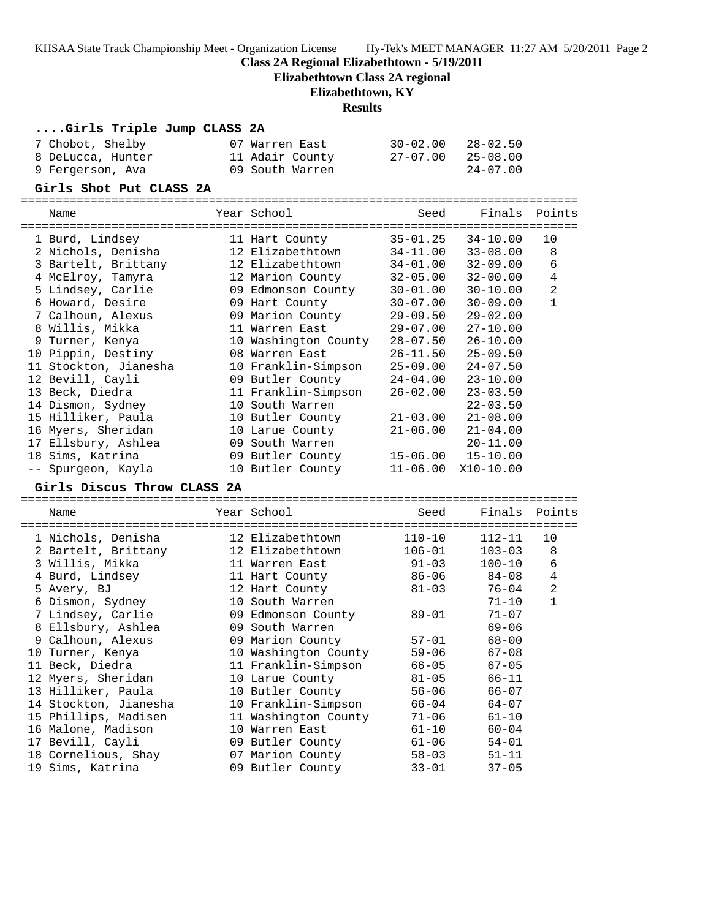KHSAA State Track Championship Meet - Organization License Hy-Tek's MEET MANAGER 11:27 AM 5/20/2011 Page 2

**Class 2A Regional Elizabethtown - 5/19/2011**

**Elizabethtown Class 2A regional**

**Elizabethtown, KY**

**Results**

### ....Girls Triple Jump CLASS 2A

| | Name | Year | School | Seed | Finals | Points |
|---|---|---|---|---|---|---|
| 7 | Chobot, Shelby | 07 | Warren East | 30-02.00 | 28-02.50 | |
| 8 | DeLucca, Hunter | 11 | Adair County | 27-07.00 | 25-08.00 | |
| 9 | Fergerson, Ava | 09 | South Warren | | 24-07.00 | |

### Girls Shot Put CLASS 2A

| | Name | Year | School | Seed | Finals | Points |
|---|---|---|---|---|---|---|
| 1 | Burd, Lindsey | 11 | Hart County | 35-01.25 | 34-10.00 | 10 |
| 2 | Nichols, Denisha | 12 | Elizabethtown | 34-11.00 | 33-08.00 | 8 |
| 3 | Bartelt, Brittany | 12 | Elizabethtown | 34-01.00 | 32-09.00 | 6 |
| 4 | McElroy, Tamyra | 12 | Marion County | 32-05.00 | 32-00.00 | 4 |
| 5 | Lindsey, Carlie | 09 | Edmonson County | 30-01.00 | 30-10.00 | 2 |
| 6 | Howard, Desire | 09 | Hart County | 30-07.00 | 30-09.00 | 1 |
| 7 | Calhoun, Alexus | 09 | Marion County | 29-09.50 | 29-02.00 | |
| 8 | Willis, Mikka | 11 | Warren East | 29-07.00 | 27-10.00 | |
| 9 | Turner, Kenya | 10 | Washington County | 28-07.50 | 26-10.00 | |
| 10 | Pippin, Destiny | 08 | Warren East | 26-11.50 | 25-09.50 | |
| 11 | Stockton, Jianesha | 10 | Franklin-Simpson | 25-09.00 | 24-07.50 | |
| 12 | Bevill, Cayli | 09 | Butler County | 24-04.00 | 23-10.00 | |
| 13 | Beck, Diedra | 11 | Franklin-Simpson | 26-02.00 | 23-03.50 | |
| 14 | Dismon, Sydney | 10 | South Warren | | 22-03.50 | |
| 15 | Hilliker, Paula | 10 | Butler County | 21-03.00 | 21-08.00 | |
| 16 | Myers, Sheridan | 10 | Larue County | 21-06.00 | 21-04.00 | |
| 17 | Ellsbury, Ashlea | 09 | South Warren | | 20-11.00 | |
| 18 | Sims, Katrina | 09 | Butler County | 15-06.00 | 15-10.00 | |
| -- | Spurgeon, Kayla | 10 | Butler County | 11-06.00 | X10-10.00 | |

### Girls Discus Throw CLASS 2A

| | Name | Year | School | Seed | Finals | Points |
|---|---|---|---|---|---|---|
| 1 | Nichols, Denisha | 12 | Elizabethtown | 110-10 | 112-11 | 10 |
| 2 | Bartelt, Brittany | 12 | Elizabethtown | 106-01 | 103-03 | 8 |
| 3 | Willis, Mikka | 11 | Warren East | 91-03 | 100-10 | 6 |
| 4 | Burd, Lindsey | 11 | Hart County | 86-06 | 84-08 | 4 |
| 5 | Avery, BJ | 12 | Hart County | 81-03 | 76-04 | 2 |
| 6 | Dismon, Sydney | 10 | South Warren | | 71-10 | 1 |
| 7 | Lindsey, Carlie | 09 | Edmonson County | 89-01 | 71-07 | |
| 8 | Ellsbury, Ashlea | 09 | South Warren | | 69-06 | |
| 9 | Calhoun, Alexus | 09 | Marion County | 57-01 | 68-00 | |
| 10 | Turner, Kenya | 10 | Washington County | 59-06 | 67-08 | |
| 11 | Beck, Diedra | 11 | Franklin-Simpson | 66-05 | 67-05 | |
| 12 | Myers, Sheridan | 10 | Larue County | 81-05 | 66-11 | |
| 13 | Hilliker, Paula | 10 | Butler County | 56-06 | 66-07 | |
| 14 | Stockton, Jianesha | 10 | Franklin-Simpson | 66-04 | 64-07 | |
| 15 | Phillips, Madisen | 11 | Washington County | 71-06 | 61-10 | |
| 16 | Malone, Madison | 10 | Warren East | 61-10 | 60-04 | |
| 17 | Bevill, Cayli | 09 | Butler County | 61-06 | 54-01 | |
| 18 | Cornelious, Shay | 07 | Marion County | 58-03 | 51-11 | |
| 19 | Sims, Katrina | 09 | Butler County | 33-01 | 37-05 | |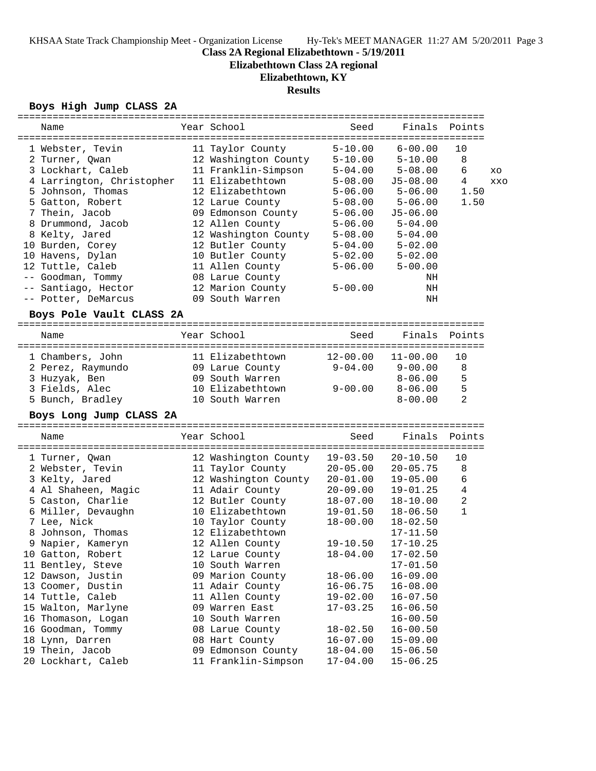**Class 2A Regional Elizabethtown - 5/19/2011**

**Elizabethtown Class 2A regional**

**Elizabethtown, KY**

**Results**

### Boys High Jump CLASS 2A

| Place | Name | Year | School | Seed | Finals | Points | |
|---|---|---|---|---|---|---|---|
| 1 | Webster, Tevin | 11 | Taylor County | 5-10.00 | 6-00.00 | 10 | |
| 2 | Turner, Qwan | 12 | Washington County | 5-10.00 | 5-10.00 | 8 | |
| 3 | Lockhart, Caleb | 11 | Franklin-Simpson | 5-04.00 | 5-08.00 | 6 | xo |
| 4 | Larrington, Christopher | 11 | Elizabethtown | 5-08.00 | J5-08.00 | 4 | xxo |
| 5 | Johnson, Thomas | 12 | Elizabethtown | 5-06.00 | 5-06.00 | 1.50 | |
| 5 | Gatton, Robert | 12 | Larue County | 5-08.00 | 5-06.00 | 1.50 | |
| 7 | Thein, Jacob | 09 | Edmonson County | 5-06.00 | J5-06.00 | | |
| 8 | Drummond, Jacob | 12 | Allen County | 5-06.00 | 5-04.00 | | |
| 8 | Kelty, Jared | 12 | Washington County | 5-08.00 | 5-04.00 | | |
| 10 | Burden, Corey | 12 | Butler County | 5-04.00 | 5-02.00 | | |
| 10 | Havens, Dylan | 10 | Butler County | 5-02.00 | 5-02.00 | | |
| 12 | Tuttle, Caleb | 11 | Allen County | 5-06.00 | 5-00.00 | | |
| -- | Goodman, Tommy | 08 | Larue County | | NH | | |
| -- | Santiago, Hector | 12 | Marion County | 5-00.00 | NH | | |
| -- | Potter, DeMarcus | 09 | South Warren | | NH | | |

### Boys Pole Vault CLASS 2A

| Place | Name | Year | School | Seed | Finals | Points |
|---|---|---|---|---|---|---|
| 1 | Chambers, John | 11 | Elizabethtown | 12-00.00 | 11-00.00 | 10 |
| 2 | Perez, Raymundo | 09 | Larue County | 9-04.00 | 9-00.00 | 8 |
| 3 | Huzyak, Ben | 09 | South Warren | | 8-06.00 | 5 |
| 3 | Fields, Alec | 10 | Elizabethtown | 9-00.00 | 8-06.00 | 5 |
| 5 | Bunch, Bradley | 10 | South Warren | | 8-00.00 | 2 |

### Boys Long Jump CLASS 2A

| Place | Name | Year | School | Seed | Finals | Points |
|---|---|---|---|---|---|---|
| 1 | Turner, Qwan | 12 | Washington County | 19-03.50 | 20-10.50 | 10 |
| 2 | Webster, Tevin | 11 | Taylor County | 20-05.00 | 20-05.75 | 8 |
| 3 | Kelty, Jared | 12 | Washington County | 20-01.00 | 19-05.00 | 6 |
| 4 | Al Shaheen, Magic | 11 | Adair County | 20-09.00 | 19-01.25 | 4 |
| 5 | Caston, Charlie | 12 | Butler County | 18-07.00 | 18-10.00 | 2 |
| 6 | Miller, Devaughn | 10 | Elizabethtown | 19-01.50 | 18-06.50 | 1 |
| 7 | Lee, Nick | 10 | Taylor County | 18-00.00 | 18-02.50 | |
| 8 | Johnson, Thomas | 12 | Elizabethtown | | 17-11.50 | |
| 9 | Napier, Kameryn | 12 | Allen County | 19-10.50 | 17-10.25 | |
| 10 | Gatton, Robert | 12 | Larue County | 18-04.00 | 17-02.50 | |
| 11 | Bentley, Steve | 10 | South Warren | | 17-01.50 | |
| 12 | Dawson, Justin | 09 | Marion County | 18-06.00 | 16-09.00 | |
| 13 | Coomer, Dustin | 11 | Adair County | 16-06.75 | 16-08.00 | |
| 14 | Tuttle, Caleb | 11 | Allen County | 19-02.00 | 16-07.50 | |
| 15 | Walton, Marlyne | 09 | Warren East | 17-03.25 | 16-06.50 | |
| 16 | Thomason, Logan | 10 | South Warren | | 16-00.50 | |
| 16 | Goodman, Tommy | 08 | Larue County | 18-02.50 | 16-00.50 | |
| 18 | Lynn, Darren | 08 | Hart County | 16-07.00 | 15-09.00 | |
| 19 | Thein, Jacob | 09 | Edmonson County | 18-04.00 | 15-06.50 | |
| 20 | Lockhart, Caleb | 11 | Franklin-Simpson | 17-04.00 | 15-06.25 | |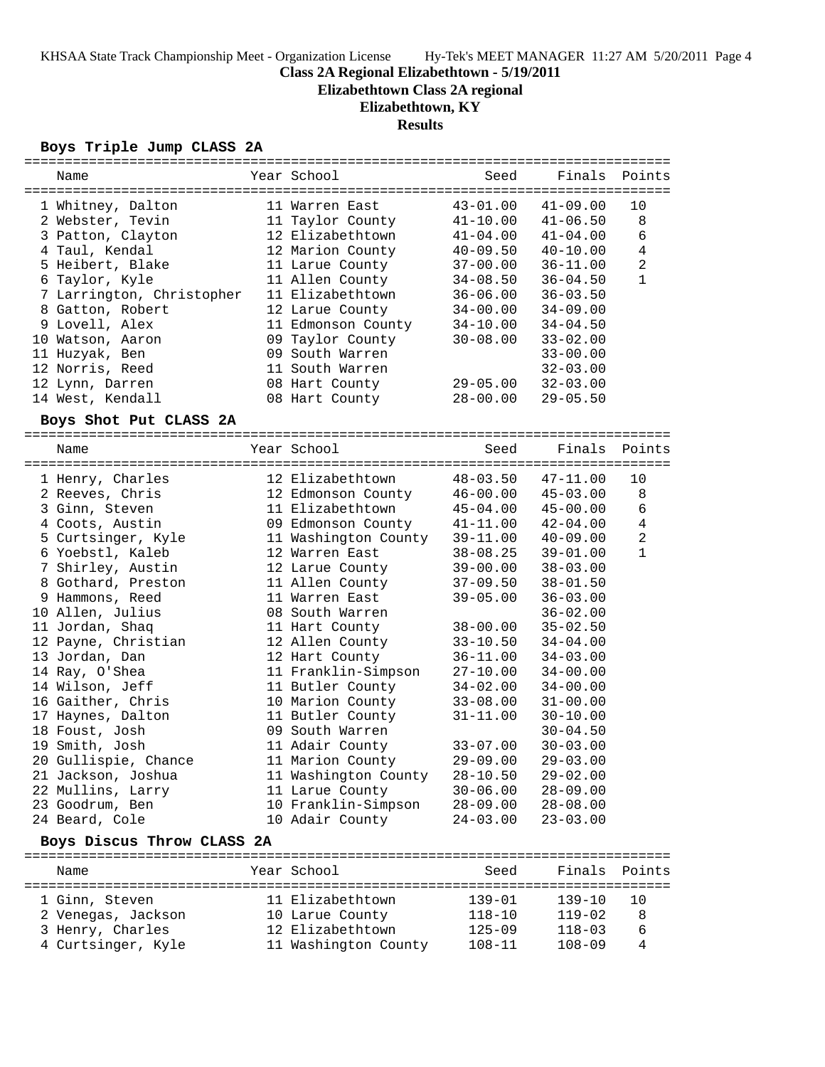# Class 2A Regional Elizabethtown - 5/19/2011

## Elizabethtown Class 2A regional

## Elizabethtown, KY

## Results

### Boys Triple Jump CLASS 2A

| | Name | Year | School | Seed | Finals | Points |
|---|---|---|---|---|---|---|
| 1 | Whitney, Dalton | 11 | Warren East | 43-01.00 | 41-09.00 | 10 |
| 2 | Webster, Tevin | 11 | Taylor County | 41-10.00 | 41-06.50 | 8 |
| 3 | Patton, Clayton | 12 | Elizabethtown | 41-04.00 | 41-04.00 | 6 |
| 4 | Taul, Kendal | 12 | Marion County | 40-09.50 | 40-10.00 | 4 |
| 5 | Heibert, Blake | 11 | Larue County | 37-00.00 | 36-11.00 | 2 |
| 6 | Taylor, Kyle | 11 | Allen County | 34-08.50 | 36-04.50 | 1 |
| 7 | Larrington, Christopher | 11 | Elizabethtown | 36-06.00 | 36-03.50 | |
| 8 | Gatton, Robert | 12 | Larue County | 34-00.00 | 34-09.00 | |
| 9 | Lovell, Alex | 11 | Edmonson County | 34-10.00 | 34-04.50 | |
| 10 | Watson, Aaron | 09 | Taylor County | 30-08.00 | 33-02.00 | |
| 11 | Huzyak, Ben | 09 | South Warren | | 33-00.00 | |
| 12 | Norris, Reed | 11 | South Warren | | 32-03.00 | |
| 12 | Lynn, Darren | 08 | Hart County | 29-05.00 | 32-03.00 | |
| 14 | West, Kendall | 08 | Hart County | 28-00.00 | 29-05.50 | |

### Boys Shot Put CLASS 2A

| | Name | Year | School | Seed | Finals | Points |
|---|---|---|---|---|---|---|
| 1 | Henry, Charles | 12 | Elizabethtown | 48-03.50 | 47-11.00 | 10 |
| 2 | Reeves, Chris | 12 | Edmonson County | 46-00.00 | 45-03.00 | 8 |
| 3 | Ginn, Steven | 11 | Elizabethtown | 45-04.00 | 45-00.00 | 6 |
| 4 | Coots, Austin | 09 | Edmonson County | 41-11.00 | 42-04.00 | 4 |
| 5 | Curtsinger, Kyle | 11 | Washington County | 39-11.00 | 40-09.00 | 2 |
| 6 | Yoebstl, Kaleb | 12 | Warren East | 38-08.25 | 39-01.00 | 1 |
| 7 | Shirley, Austin | 12 | Larue County | 39-00.00 | 38-03.00 | |
| 8 | Gothard, Preston | 11 | Allen County | 37-09.50 | 38-01.50 | |
| 9 | Hammons, Reed | 11 | Warren East | 39-05.00 | 36-03.00 | |
| 10 | Allen, Julius | 08 | South Warren | | 36-02.00 | |
| 11 | Jordan, Shaq | 11 | Hart County | 38-00.00 | 35-02.50 | |
| 12 | Payne, Christian | 12 | Allen County | 33-10.50 | 34-04.00 | |
| 13 | Jordan, Dan | 12 | Hart County | 36-11.00 | 34-03.00 | |
| 14 | Ray, O'Shea | 11 | Franklin-Simpson | 27-10.00 | 34-00.00 | |
| 14 | Wilson, Jeff | 11 | Butler County | 34-02.00 | 34-00.00 | |
| 16 | Gaither, Chris | 10 | Marion County | 33-08.00 | 31-00.00 | |
| 17 | Haynes, Dalton | 11 | Butler County | 31-11.00 | 30-10.00 | |
| 18 | Foust, Josh | 09 | South Warren | | 30-04.50 | |
| 19 | Smith, Josh | 11 | Adair County | 33-07.00 | 30-03.00 | |
| 20 | Gullispie, Chance | 11 | Marion County | 29-09.00 | 29-03.00 | |
| 21 | Jackson, Joshua | 11 | Washington County | 28-10.50 | 29-02.00 | |
| 22 | Mullins, Larry | 11 | Larue County | 30-06.00 | 28-09.00 | |
| 23 | Goodrum, Ben | 10 | Franklin-Simpson | 28-09.00 | 28-08.00 | |
| 24 | Beard, Cole | 10 | Adair County | 24-03.00 | 23-03.00 | |

### Boys Discus Throw CLASS 2A

| | Name | Year | School | Seed | Finals | Points |
|---|---|---|---|---|---|---|
| 1 | Ginn, Steven | 11 | Elizabethtown | 139-01 | 139-10 | 10 |
| 2 | Venegas, Jackson | 10 | Larue County | 118-10 | 119-02 | 8 |
| 3 | Henry, Charles | 12 | Elizabethtown | 125-09 | 118-03 | 6 |
| 4 | Curtsinger, Kyle | 11 | Washington County | 108-11 | 108-09 | 4 |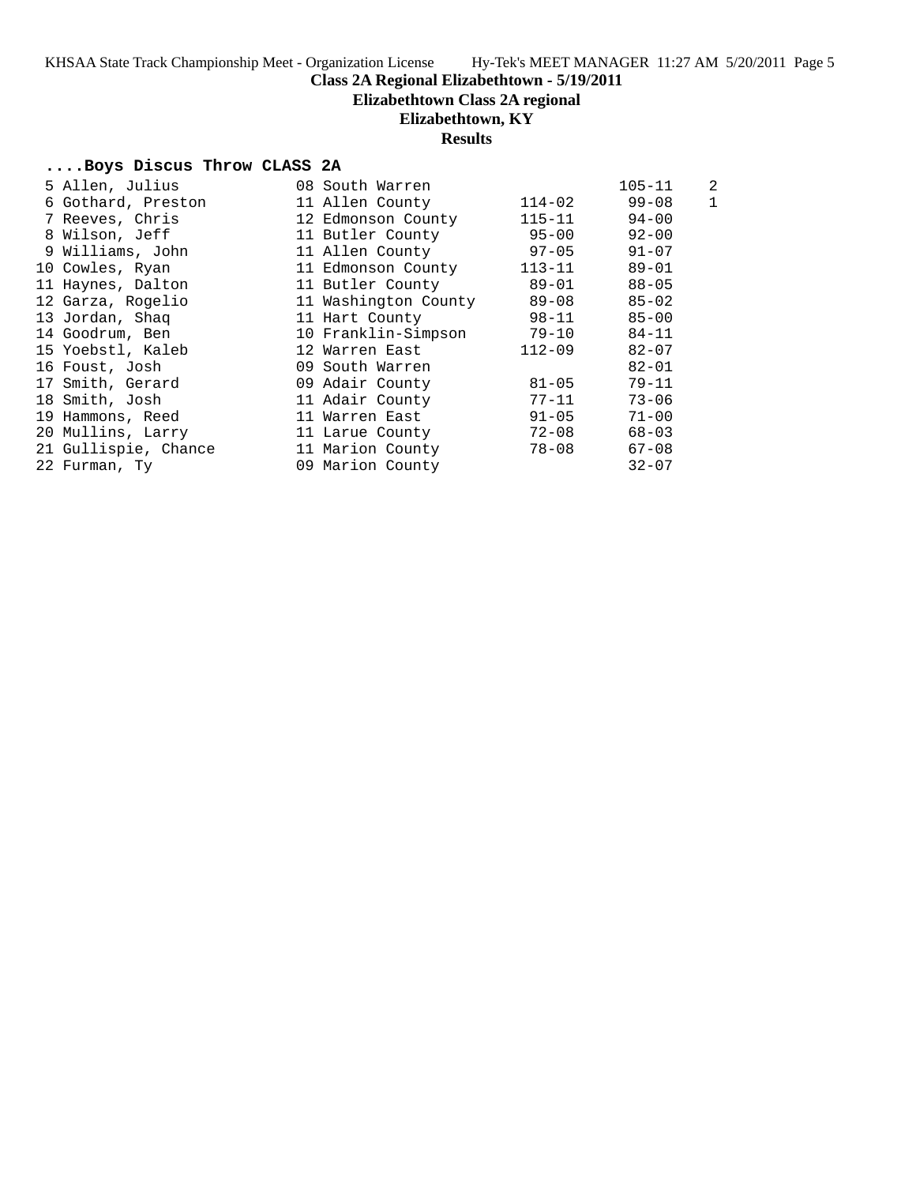**Class 2A Regional Elizabethtown - 5/19/2011**

**Elizabethtown Class 2A regional**

**Elizabethtown, KY**

**Results**

**....Boys Discus Throw CLASS 2A**

| | | | | | | |
|---|---|---|---|---|---|---|
| 5 | Allen, Julius | 08 | South Warren | | 105-11 | 2 |
| 6 | Gothard, Preston | 11 | Allen County | 114-02 | 99-08 | 1 |
| 7 | Reeves, Chris | 12 | Edmonson County | 115-11 | 94-00 | |
| 8 | Wilson, Jeff | 11 | Butler County | 95-00 | 92-00 | |
| 9 | Williams, John | 11 | Allen County | 97-05 | 91-07 | |
| 10 | Cowles, Ryan | 11 | Edmonson County | 113-11 | 89-01 | |
| 11 | Haynes, Dalton | 11 | Butler County | 89-01 | 88-05 | |
| 12 | Garza, Rogelio | 11 | Washington County | 89-08 | 85-02 | |
| 13 | Jordan, Shaq | 11 | Hart County | 98-11 | 85-00 | |
| 14 | Goodrum, Ben | 10 | Franklin-Simpson | 79-10 | 84-11 | |
| 15 | Yoebstl, Kaleb | 12 | Warren East | 112-09 | 82-07 | |
| 16 | Foust, Josh | 09 | South Warren | | 82-01 | |
| 17 | Smith, Gerard | 09 | Adair County | 81-05 | 79-11 | |
| 18 | Smith, Josh | 11 | Adair County | 77-11 | 73-06 | |
| 19 | Hammons, Reed | 11 | Warren East | 91-05 | 71-00 | |
| 20 | Mullins, Larry | 11 | Larue County | 72-08 | 68-03 | |
| 21 | Gullispie, Chance | 11 | Marion County | 78-08 | 67-08 | |
| 22 | Furman, Ty | 09 | Marion County | | 32-07 | |